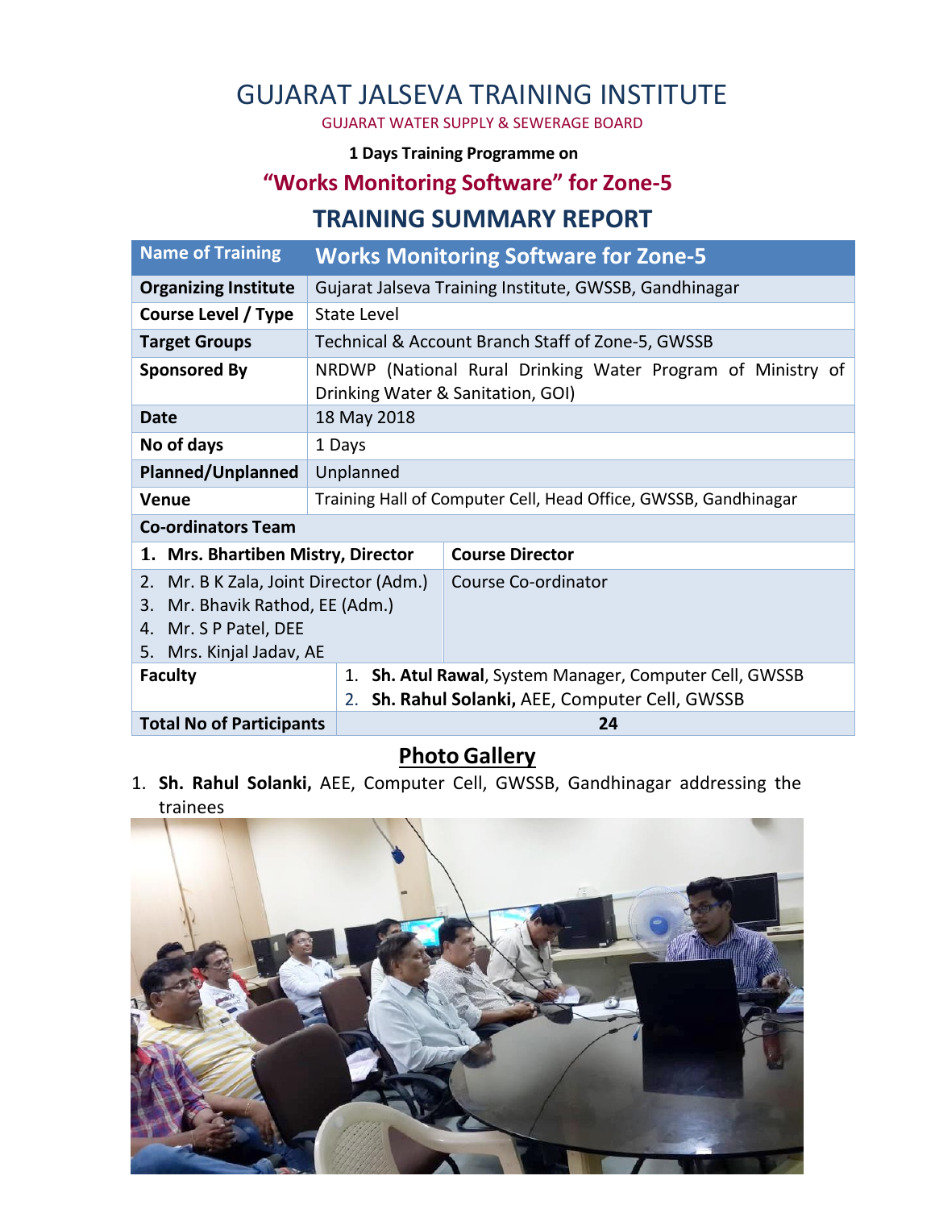# GUJARAT JALSEVA TRAINING INSTITUTE

GUJARAT WATER SUPPLY & SEWERAGE BOARD

**1 Days Training Programme on**

## "Works Monitoring Software" for Zone-5

## TRAINING SUMMARY REPORT

| | | |
|---|---|---|
| **Name of Training** | **Works Monitoring Software for Zone-5** | |
| **Organizing Institute** | Gujarat Jalseva Training Institute, GWSSB, Gandhinagar | |
| **Course Level / Type** | State Level | |
| **Target Groups** | Technical & Account Branch Staff of Zone-5, GWSSB | |
| **Sponsored By** | NRDWP (National Rural Drinking Water Program of Ministry of Drinking Water & Sanitation, GOI) | |
| **Date** | 18 May 2018 | |
| **No of days** | 1 Days | |
| **Planned/Unplanned** | Unplanned | |
| **Venue** | Training Hall of Computer Cell, Head Office, GWSSB, Gandhinagar | |
| **Co-ordinators Team** | | |
| **1. Mrs. Bhartiben Mistry, Director** | | **Course Director** |
| 2. Mr. B K Zala, Joint Director (Adm.)<br>3. Mr. Bhavik Rathod, EE (Adm.)<br>4. Mr. S P Patel, DEE<br>5. Mrs. Kinjal Jadav, AE | | Course Co-ordinator |
| **Faculty** | 1. **Sh. Atul Rawal**, System Manager, Computer Cell, GWSSB<br>2. **Sh. Rahul Solanki,** AEE, Computer Cell, GWSSB | |
| **Total No of Participants** | **24** | |

## Photo Gallery

1. **Sh. Rahul Solanki,** AEE, Computer Cell, GWSSB, Gandhinagar addressing the trainees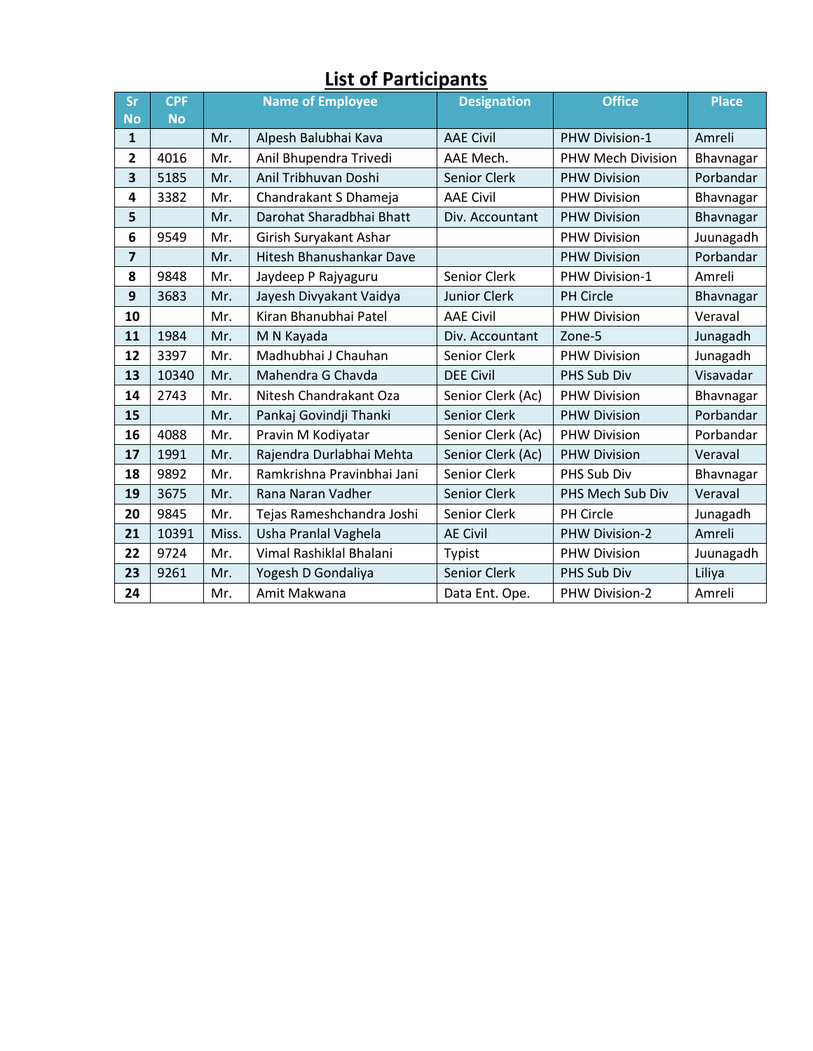# List of Participants

| Sr No | CPF No | Name of Employee | | Designation | Office | Place |
|---|---|---|---|---|---|---|
| 1 | | Mr. | Alpesh Balubhai Kava | AAE Civil | PHW Division-1 | Amreli |
| 2 | 4016 | Mr. | Anil Bhupendra Trivedi | AAE Mech. | PHW Mech Division | Bhavnagar |
| 3 | 5185 | Mr. | Anil Tribhuvan Doshi | Senior Clerk | PHW Division | Porbandar |
| 4 | 3382 | Mr. | Chandrakant S Dhameja | AAE Civil | PHW Division | Bhavnagar |
| 5 | | Mr. | Darohat Sharadbhai Bhatt | Div. Accountant | PHW Division | Bhavnagar |
| 6 | 9549 | Mr. | Girish Suryakant Ashar | | PHW Division | Juunagadh |
| 7 | | Mr. | Hitesh Bhanushankar Dave | | PHW Division | Porbandar |
| 8 | 9848 | Mr. | Jaydeep P Rajyaguru | Senior Clerk | PHW Division-1 | Amreli |
| 9 | 3683 | Mr. | Jayesh Divyakant Vaidya | Junior Clerk | PH Circle | Bhavnagar |
| 10 | | Mr. | Kiran Bhanubhai Patel | AAE Civil | PHW Division | Veraval |
| 11 | 1984 | Mr. | M N Kayada | Div. Accountant | Zone-5 | Junagadh |
| 12 | 3397 | Mr. | Madhubhai J Chauhan | Senior Clerk | PHW Division | Junagadh |
| 13 | 10340 | Mr. | Mahendra G Chavda | DEE Civil | PHS Sub Div | Visavadar |
| 14 | 2743 | Mr. | Nitesh Chandrakant Oza | Senior Clerk (Ac) | PHW Division | Bhavnagar |
| 15 | | Mr. | Pankaj Govindji Thanki | Senior Clerk | PHW Division | Porbandar |
| 16 | 4088 | Mr. | Pravin M Kodiyatar | Senior Clerk (Ac) | PHW Division | Porbandar |
| 17 | 1991 | Mr. | Rajendra Durlabhai Mehta | Senior Clerk (Ac) | PHW Division | Veraval |
| 18 | 9892 | Mr. | Ramkrishna Pravinbhai Jani | Senior Clerk | PHS Sub Div | Bhavnagar |
| 19 | 3675 | Mr. | Rana Naran Vadher | Senior Clerk | PHS Mech Sub Div | Veraval |
| 20 | 9845 | Mr. | Tejas Rameshchandra Joshi | Senior Clerk | PH Circle | Junagadh |
| 21 | 10391 | Miss. | Usha Pranlal Vaghela | AE Civil | PHW Division-2 | Amreli |
| 22 | 9724 | Mr. | Vimal Rashiklal Bhalani | Typist | PHW Division | Juunagadh |
| 23 | 9261 | Mr. | Yogesh D Gondaliya | Senior Clerk | PHS Sub Div | Liliya |
| 24 | | Mr. | Amit Makwana | Data Ent. Ope. | PHW Division-2 | Amreli |